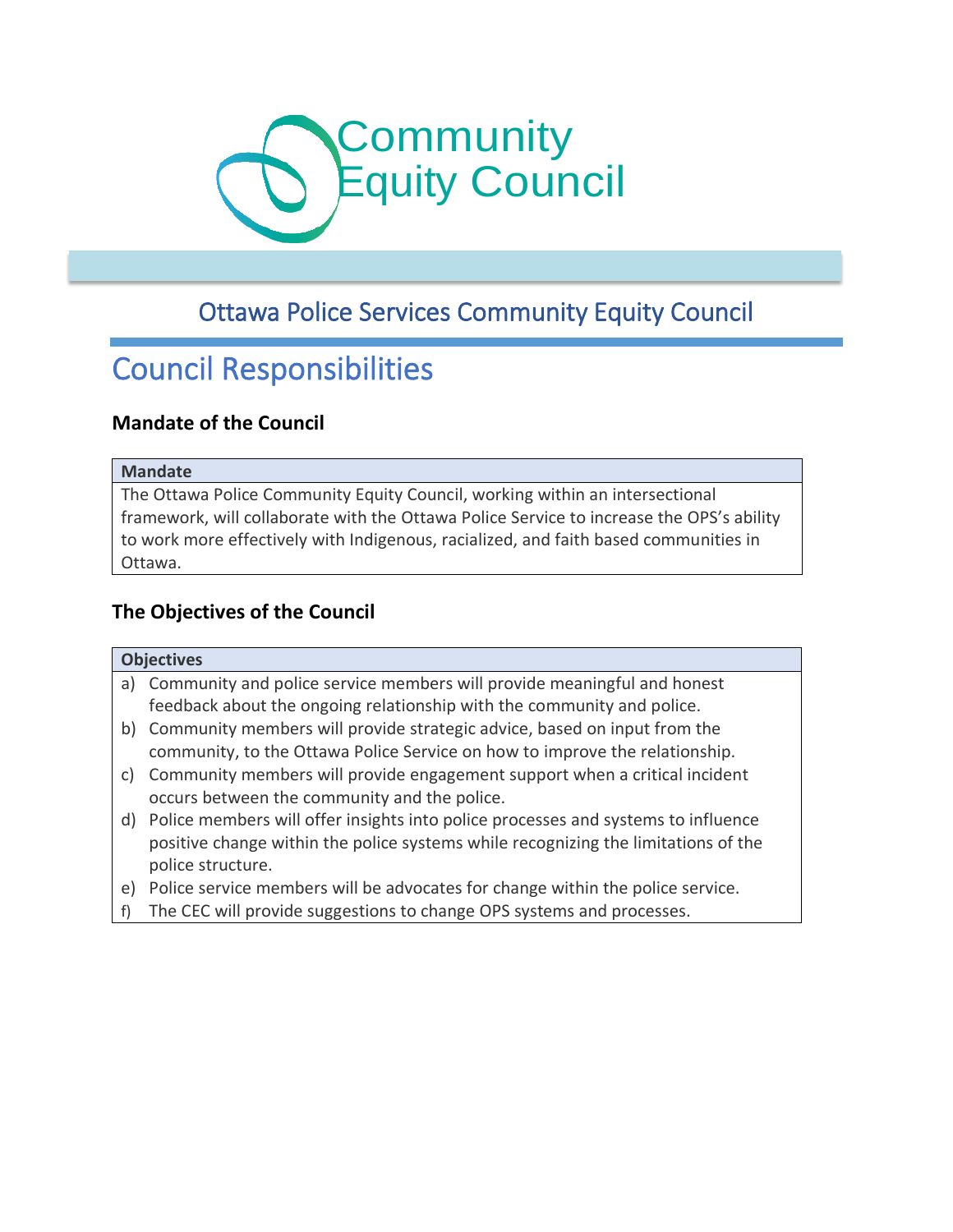# Community Equity Council

## Ottawa Police Services Community Equity Council

# Council Responsibilities

### Mandate of the Council

| Mandate |
| --- |
| The Ottawa Police Community Equity Council, working within an intersectional framework, will collaborate with the Ottawa Police Service to increase the OPS's ability to work more effectively with Indigenous, racialized, and faith based communities in Ottawa. |

### The Objectives of the Council

| Objectives |
| --- |
| a) Community and police service members will provide meaningful and honest feedback about the ongoing relationship with the community and police.<br>b) Community members will provide strategic advice, based on input from the community, to the Ottawa Police Service on how to improve the relationship.<br>c) Community members will provide engagement support when a critical incident occurs between the community and the police.<br>d) Police members will offer insights into police processes and systems to influence positive change within the police systems while recognizing the limitations of the police structure.<br>e) Police service members will be advocates for change within the police service.<br>f) The CEC will provide suggestions to change OPS systems and processes. |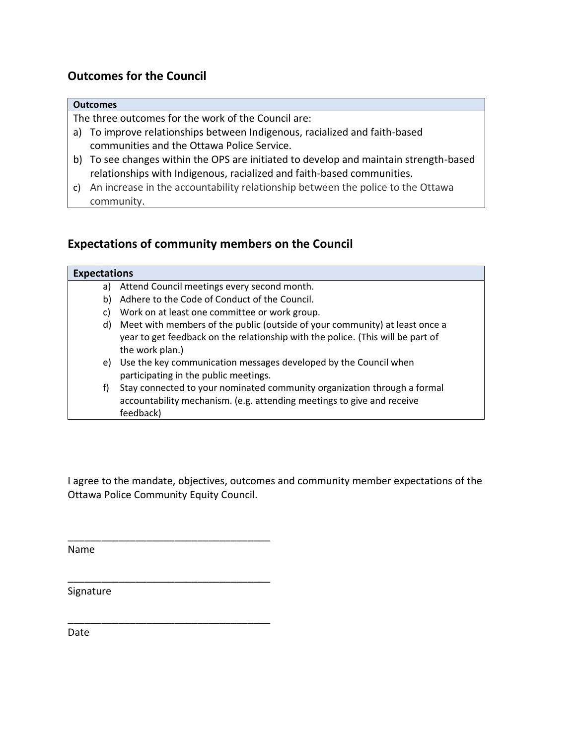## Outcomes for the Council

| Outcomes |
|---|
| The three outcomes for the work of the Council are:<br>a) To improve relationships between Indigenous, racialized and faith-based communities and the Ottawa Police Service.<br>b) To see changes within the OPS are initiated to develop and maintain strength-based relationships with Indigenous, racialized and faith-based communities.<br>c) An increase in the accountability relationship between the police to the Ottawa community. |

## Expectations of community members on the Council

| Expectations |
|---|
| a) Attend Council meetings every second month.<br>b) Adhere to the Code of Conduct of the Council.<br>c) Work on at least one committee or work group.<br>d) Meet with members of the public (outside of your community) at least once a year to get feedback on the relationship with the police. (This will be part of the work plan.)<br>e) Use the key communication messages developed by the Council when participating in the public meetings.<br>f) Stay connected to your nominated community organization through a formal accountability mechanism. (e.g. attending meetings to give and receive feedback) |

I agree to the mandate, objectives, outcomes and community member expectations of the Ottawa Police Community Equity Council.

_____________________________________
Name

_____________________________________
Signature

_____________________________________
Date